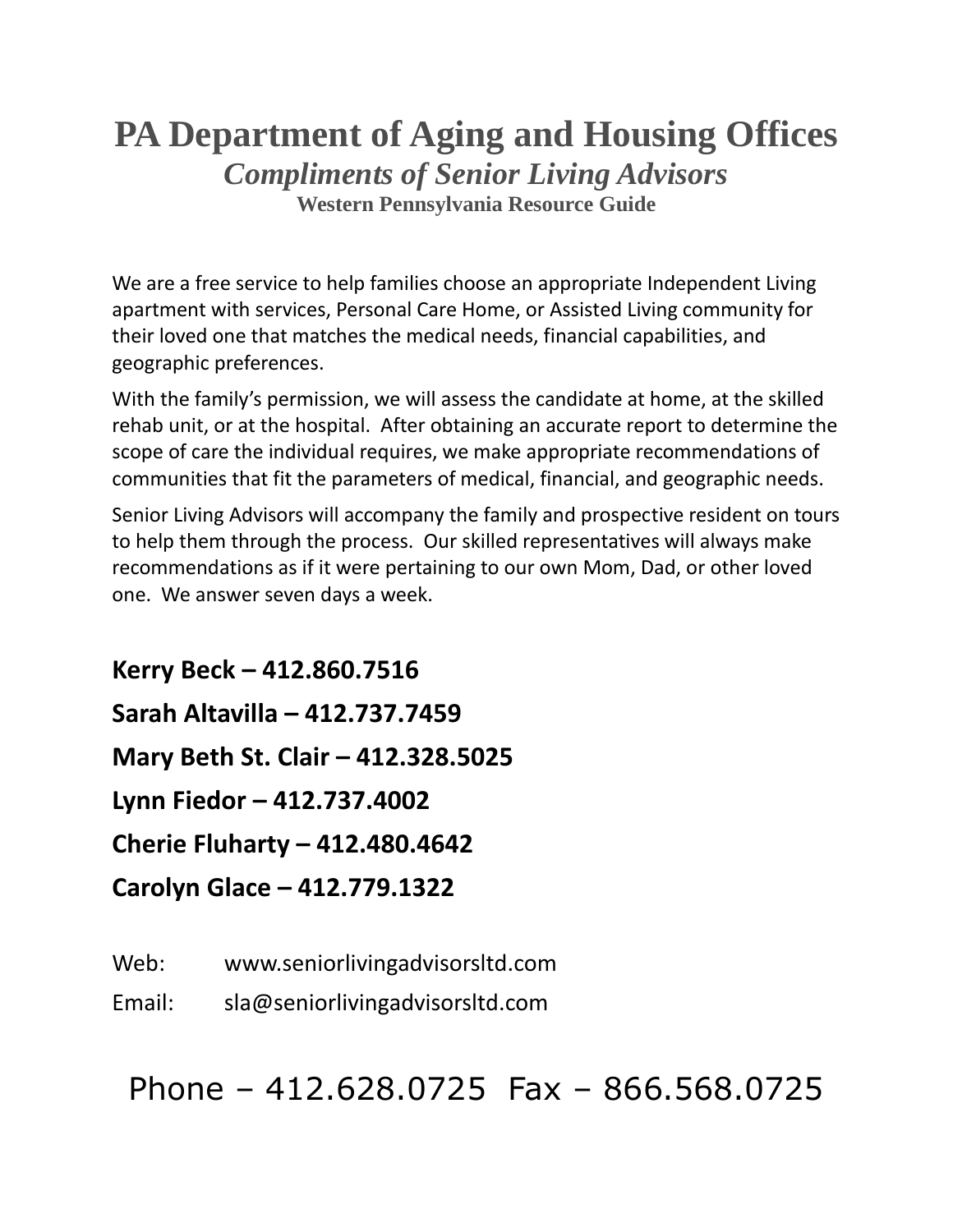# PA Department of Aging and Housing Offices

## *Compliments of Senior Living Advisors*

### Western Pennsylvania Resource Guide

We are a free service to help families choose an appropriate Independent Living apartment with services, Personal Care Home, or Assisted Living community for their loved one that matches the medical needs, financial capabilities, and geographic preferences.

With the family's permission, we will assess the candidate at home, at the skilled rehab unit, or at the hospital. After obtaining an accurate report to determine the scope of care the individual requires, we make appropriate recommendations of communities that fit the parameters of medical, financial, and geographic needs.

Senior Living Advisors will accompany the family and prospective resident on tours to help them through the process. Our skilled representatives will always make recommendations as if it were pertaining to our own Mom, Dad, or other loved one. We answer seven days a week.

**Kerry Beck – 412.860.7516**

**Sarah Altavilla – 412.737.7459**

**Mary Beth St. Clair – 412.328.5025**

**Lynn Fiedor – 412.737.4002**

**Cherie Fluharty – 412.480.4642**

**Carolyn Glace – 412.779.1322**

Web: www.seniorlivingadvisorsltd.com

Email: sla@seniorlivingadvisorsltd.com

Phone – 412.628.0725 Fax – 866.568.0725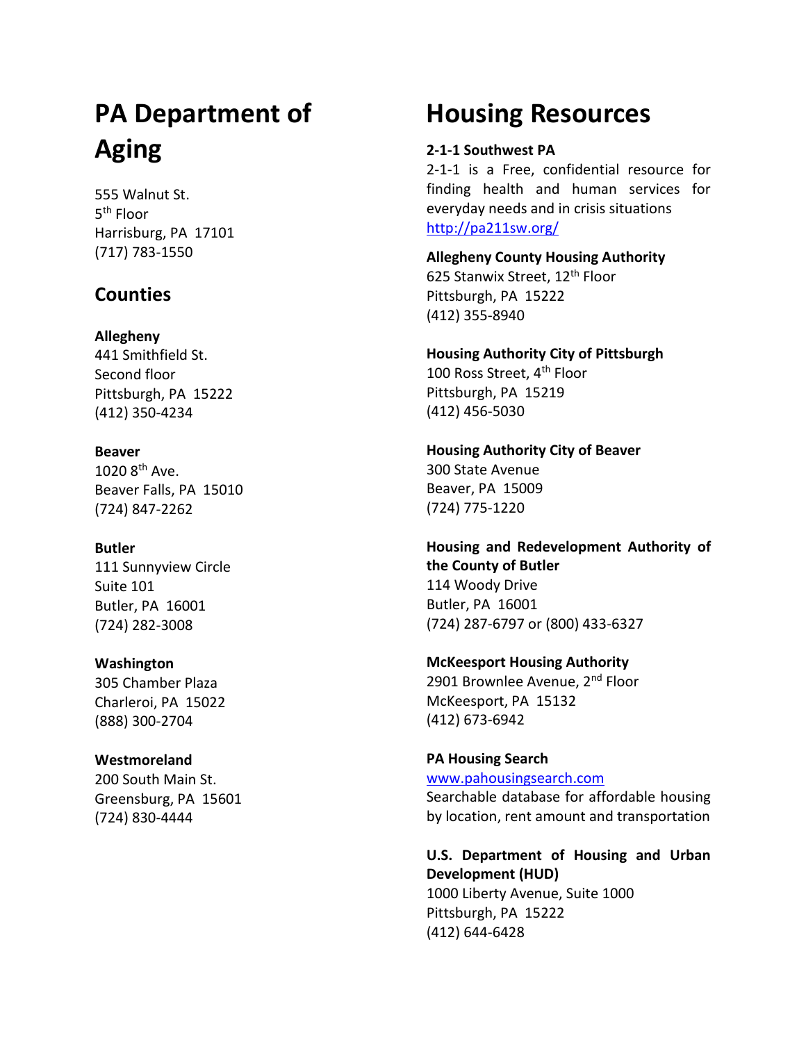# PA Department of Aging

555 Walnut St.
5th Floor
Harrisburg, PA 17101
(717) 783-1550

## Counties

**Allegheny**
441 Smithfield St.
Second floor
Pittsburgh, PA 15222
(412) 350-4234

**Beaver**
1020 8th Ave.
Beaver Falls, PA 15010
(724) 847-2262

**Butler**
111 Sunnyview Circle
Suite 101
Butler, PA 16001
(724) 282-3008

**Washington**
305 Chamber Plaza
Charleroi, PA 15022
(888) 300-2704

**Westmoreland**
200 South Main St.
Greensburg, PA 15601
(724) 830-4444

# Housing Resources

**2-1-1 Southwest PA**
2-1-1 is a Free, confidential resource for finding health and human services for everyday needs and in crisis situations
http://pa211sw.org/

**Allegheny County Housing Authority**
625 Stanwix Street, 12th Floor
Pittsburgh, PA 15222
(412) 355-8940

**Housing Authority City of Pittsburgh**
100 Ross Street, 4th Floor
Pittsburgh, PA 15219
(412) 456-5030

**Housing Authority City of Beaver**
300 State Avenue
Beaver, PA 15009
(724) 775-1220

**Housing and Redevelopment Authority of the County of Butler**
114 Woody Drive
Butler, PA 16001
(724) 287-6797 or (800) 433-6327

**McKeesport Housing Authority**
2901 Brownlee Avenue, 2nd Floor
McKeesport, PA 15132
(412) 673-6942

**PA Housing Search**
www.pahousingsearch.com
Searchable database for affordable housing by location, rent amount and transportation

**U.S. Department of Housing and Urban Development (HUD)**
1000 Liberty Avenue, Suite 1000
Pittsburgh, PA 15222
(412) 644-6428